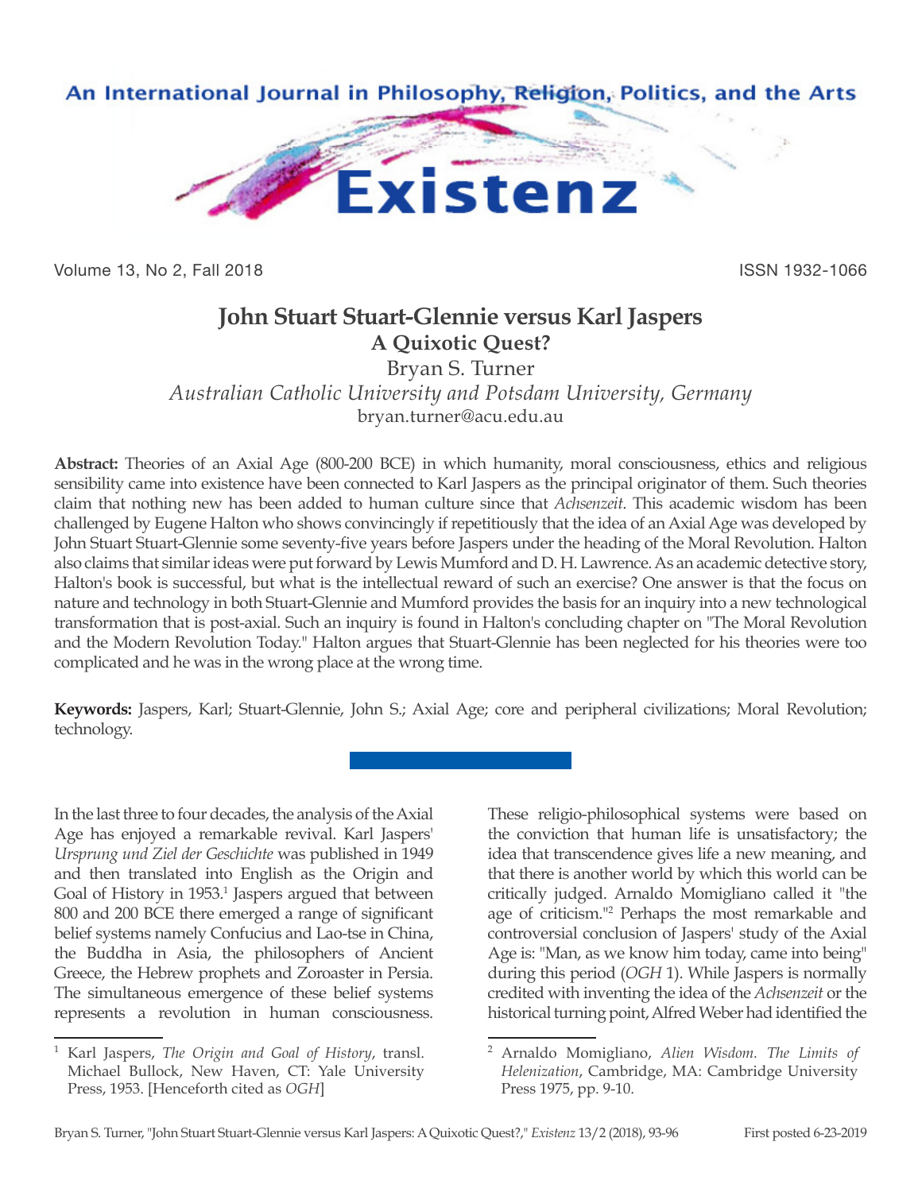# John Stuart Stuart-Glennie versus Karl Jaspers

## A Quixotic Quest?

Bryan S. Turner

*Australian Catholic University and Potsdam University, Germany*

bryan.turner@acu.edu.au

**Abstract:** Theories of an Axial Age (800-200 BCE) in which humanity, moral consciousness, ethics and religious sensibility came into existence have been connected to Karl Jaspers as the principal originator of them. Such theories claim that nothing new has been added to human culture since that *Achsenzeit*. This academic wisdom has been challenged by Eugene Halton who shows convincingly if repetitiously that the idea of an Axial Age was developed by John Stuart Stuart-Glennie some seventy-five years before Jaspers under the heading of the Moral Revolution. Halton also claims that similar ideas were put forward by Lewis Mumford and D. H. Lawrence. As an academic detective story, Halton's book is successful, but what is the intellectual reward of such an exercise? One answer is that the focus on nature and technology in both Stuart-Glennie and Mumford provides the basis for an inquiry into a new technological transformation that is post-axial. Such an inquiry is found in Halton's concluding chapter on "The Moral Revolution and the Modern Revolution Today." Halton argues that Stuart-Glennie has been neglected for his theories were too complicated and he was in the wrong place at the wrong time.

**Keywords:** Jaspers, Karl; Stuart-Glennie, John S.; Axial Age; core and peripheral civilizations; Moral Revolution; technology.

In the last three to four decades, the analysis of the Axial Age has enjoyed a remarkable revival. Karl Jaspers' *Ursprung und Ziel der Geschichte* was published in 1949 and then translated into English as the Origin and Goal of History in 1953.[1] Jaspers argued that between 800 and 200 BCE there emerged a range of significant belief systems namely Confucius and Lao-tse in China, the Buddha in Asia, the philosophers of Ancient Greece, the Hebrew prophets and Zoroaster in Persia. The simultaneous emergence of these belief systems represents a revolution in human consciousness. These religio-philosophical systems were based on the conviction that human life is unsatisfactory; the idea that transcendence gives life a new meaning, and that there is another world by which this world can be critically judged. Arnaldo Momigliano called it "the age of criticism."[2] Perhaps the most remarkable and controversial conclusion of Jaspers' study of the Axial Age is: "Man, as we know him today, came into being" during this period (*OGH* 1). While Jaspers is normally credited with inventing the idea of the *Achsenzeit* or the historical turning point, Alfred Weber had identified the

---

[1] Karl Jaspers, *The Origin and Goal of History*, transl. Michael Bullock, New Haven, CT: Yale University Press, 1953. [Henceforth cited as *OGH*]

[2] Arnaldo Momigliano, *Alien Wisdom. The Limits of Helenization*, Cambridge, MA: Cambridge University Press 1975, pp. 9-10.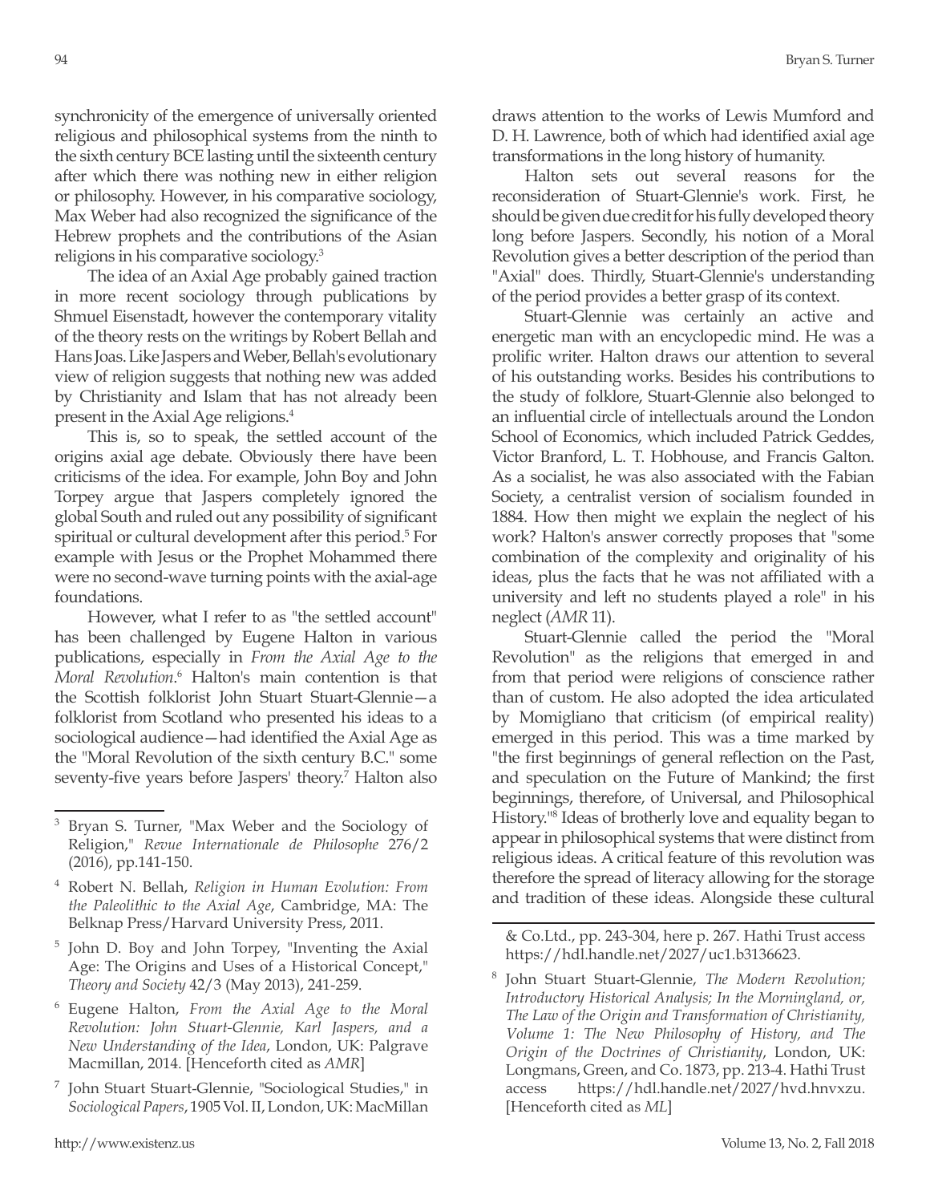synchronicity of the emergence of universally oriented religious and philosophical systems from the ninth to the sixth century BCE lasting until the sixteenth century after which there was nothing new in either religion or philosophy. However, in his comparative sociology, Max Weber had also recognized the significance of the Hebrew prophets and the contributions of the Asian religions in his comparative sociology.[3]

The idea of an Axial Age probably gained traction in more recent sociology through publications by Shmuel Eisenstadt, however the contemporary vitality of the theory rests on the writings by Robert Bellah and Hans Joas. Like Jaspers and Weber, Bellah's evolutionary view of religion suggests that nothing new was added by Christianity and Islam that has not already been present in the Axial Age religions.[4]

This is, so to speak, the settled account of the origins axial age debate. Obviously there have been criticisms of the idea. For example, John Boy and John Torpey argue that Jaspers completely ignored the global South and ruled out any possibility of significant spiritual or cultural development after this period.[5] For example with Jesus or the Prophet Mohammed there were no second-wave turning points with the axial-age foundations.

However, what I refer to as "the settled account" has been challenged by Eugene Halton in various publications, especially in *From the Axial Age to the Moral Revolution*.[6] Halton's main contention is that the Scottish folklorist John Stuart Stuart-Glennie—a folklorist from Scotland who presented his ideas to a sociological audience—had identified the Axial Age as the "Moral Revolution of the sixth century B.C." some seventy-five years before Jaspers' theory.[7] Halton also draws attention to the works of Lewis Mumford and D. H. Lawrence, both of which had identified axial age transformations in the long history of humanity.

Halton sets out several reasons for the reconsideration of Stuart-Glennie's work. First, he should be given due credit for his fully developed theory long before Jaspers. Secondly, his notion of a Moral Revolution gives a better description of the period than "Axial" does. Thirdly, Stuart-Glennie's understanding of the period provides a better grasp of its context.

Stuart-Glennie was certainly an active and energetic man with an encyclopedic mind. He was a prolific writer. Halton draws our attention to several of his outstanding works. Besides his contributions to the study of folklore, Stuart-Glennie also belonged to an influential circle of intellectuals around the London School of Economics, which included Patrick Geddes, Victor Branford, L. T. Hobhouse, and Francis Galton. As a socialist, he was also associated with the Fabian Society, a centralist version of socialism founded in 1884. How then might we explain the neglect of his work? Halton's answer correctly proposes that "some combination of the complexity and originality of his ideas, plus the facts that he was not affiliated with a university and left no students played a role" in his neglect (*AMR* 11).

Stuart-Glennie called the period the "Moral Revolution" as the religions that emerged in and from that period were religions of conscience rather than of custom. He also adopted the idea articulated by Momigliano that criticism (of empirical reality) emerged in this period. This was a time marked by "the first beginnings of general reflection on the Past, and speculation on the Future of Mankind; the first beginnings, therefore, of Universal, and Philosophical History."[8] Ideas of brotherly love and equality began to appear in philosophical systems that were distinct from religious ideas. A critical feature of this revolution was therefore the spread of literacy allowing for the storage and tradition of these ideas. Alongside these cultural

---

[3] Bryan S. Turner, "Max Weber and the Sociology of Religion," *Revue Internationale de Philosophe* 276/2 (2016), pp.141-150.

[4] Robert N. Bellah, *Religion in Human Evolution: From the Paleolithic to the Axial Age*, Cambridge, MA: The Belknap Press/Harvard University Press, 2011.

[5] John D. Boy and John Torpey, "Inventing the Axial Age: The Origins and Uses of a Historical Concept," *Theory and Society* 42/3 (May 2013), 241-259.

[6] Eugene Halton, *From the Axial Age to the Moral Revolution: John Stuart-Glennie, Karl Jaspers, and a New Understanding of the Idea*, London, UK: Palgrave Macmillan, 2014. [Henceforth cited as *AMR*]

[7] John Stuart Stuart-Glennie, "Sociological Studies," in *Sociological Papers*, 1905 Vol. II, London, UK: MacMillan & Co.Ltd., pp. 243-304, here p. 267. Hathi Trust access https://hdl.handle.net/2027/uc1.b3136623.

[8] John Stuart Stuart-Glennie, *The Modern Revolution; Introductory Historical Analysis; In the Morningland, or, The Law of the Origin and Transformation of Christianity, Volume 1: The New Philosophy of History, and The Origin of the Doctrines of Christianity*, London, UK: Longmans, Green, and Co. 1873, pp. 213-4. Hathi Trust access https://hdl.handle.net/2027/hvd.hnvxzu. [Henceforth cited as *ML*]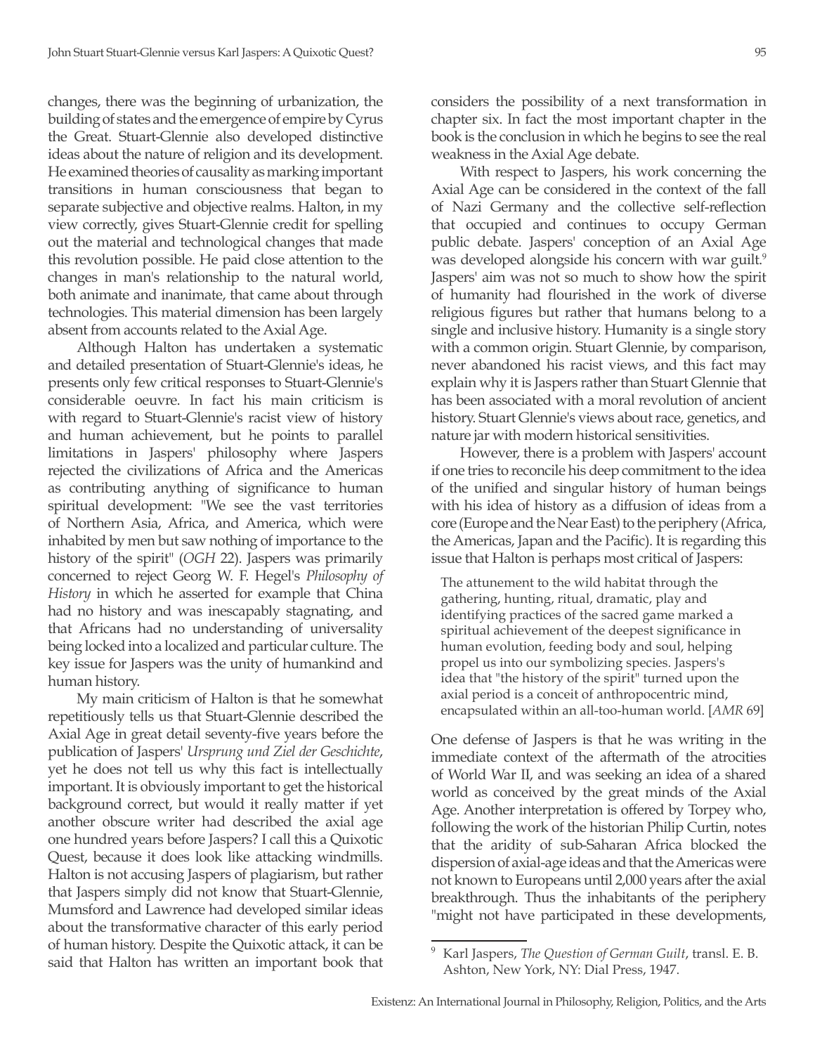changes, there was the beginning of urbanization, the building of states and the emergence of empire by Cyrus the Great. Stuart-Glennie also developed distinctive ideas about the nature of religion and its development. He examined theories of causality as marking important transitions in human consciousness that began to separate subjective and objective realms. Halton, in my view correctly, gives Stuart-Glennie credit for spelling out the material and technological changes that made this revolution possible. He paid close attention to the changes in man's relationship to the natural world, both animate and inanimate, that came about through technologies. This material dimension has been largely absent from accounts related to the Axial Age.

Although Halton has undertaken a systematic and detailed presentation of Stuart-Glennie's ideas, he presents only few critical responses to Stuart-Glennie's considerable oeuvre. In fact his main criticism is with regard to Stuart-Glennie's racist view of history and human achievement, but he points to parallel limitations in Jaspers' philosophy where Jaspers rejected the civilizations of Africa and the Americas as contributing anything of significance to human spiritual development: "We see the vast territories of Northern Asia, Africa, and America, which were inhabited by men but saw nothing of importance to the history of the spirit" (*OGH* 22). Jaspers was primarily concerned to reject Georg W. F. Hegel's *Philosophy of History* in which he asserted for example that China had no history and was inescapably stagnating, and that Africans had no understanding of universality being locked into a localized and particular culture. The key issue for Jaspers was the unity of humankind and human history.

My main criticism of Halton is that he somewhat repetitiously tells us that Stuart-Glennie described the Axial Age in great detail seventy-five years before the publication of Jaspers' *Ursprung und Ziel der Geschichte*, yet he does not tell us why this fact is intellectually important. It is obviously important to get the historical background correct, but would it really matter if yet another obscure writer had described the axial age one hundred years before Jaspers? I call this a Quixotic Quest, because it does look like attacking windmills. Halton is not accusing Jaspers of plagiarism, but rather that Jaspers simply did not know that Stuart-Glennie, Mumsford and Lawrence had developed similar ideas about the transformative character of this early period of human history. Despite the Quixotic attack, it can be said that Halton has written an important book that considers the possibility of a next transformation in chapter six. In fact the most important chapter in the book is the conclusion in which he begins to see the real weakness in the Axial Age debate.

With respect to Jaspers, his work concerning the Axial Age can be considered in the context of the fall of Nazi Germany and the collective self-reflection that occupied and continues to occupy German public debate. Jaspers' conception of an Axial Age was developed alongside his concern with war guilt.[9] Jaspers' aim was not so much to show how the spirit of humanity had flourished in the work of diverse religious figures but rather that humans belong to a single and inclusive history. Humanity is a single story with a common origin. Stuart Glennie, by comparison, never abandoned his racist views, and this fact may explain why it is Jaspers rather than Stuart Glennie that has been associated with a moral revolution of ancient history. Stuart Glennie's views about race, genetics, and nature jar with modern historical sensitivities.

However, there is a problem with Jaspers' account if one tries to reconcile his deep commitment to the idea of the unified and singular history of human beings with his idea of history as a diffusion of ideas from a core (Europe and the Near East) to the periphery (Africa, the Americas, Japan and the Pacific). It is regarding this issue that Halton is perhaps most critical of Jaspers:

> The attunement to the wild habitat through the gathering, hunting, ritual, dramatic, play and identifying practices of the sacred game marked a spiritual achievement of the deepest significance in human evolution, feeding body and soul, helping propel us into our symbolizing species. Jaspers's idea that "the history of the spirit" turned upon the axial period is a conceit of anthropocentric mind, encapsulated within an all-too-human world. [*AMR* 69]

One defense of Jaspers is that he was writing in the immediate context of the aftermath of the atrocities of World War II, and was seeking an idea of a shared world as conceived by the great minds of the Axial Age. Another interpretation is offered by Torpey who, following the work of the historian Philip Curtin, notes that the aridity of sub-Saharan Africa blocked the dispersion of axial-age ideas and that the Americas were not known to Europeans until 2,000 years after the axial breakthrough. Thus the inhabitants of the periphery "might not have participated in these developments,

[9] Karl Jaspers, *The Question of German Guilt*, transl. E. B. Ashton, New York, NY: Dial Press, 1947.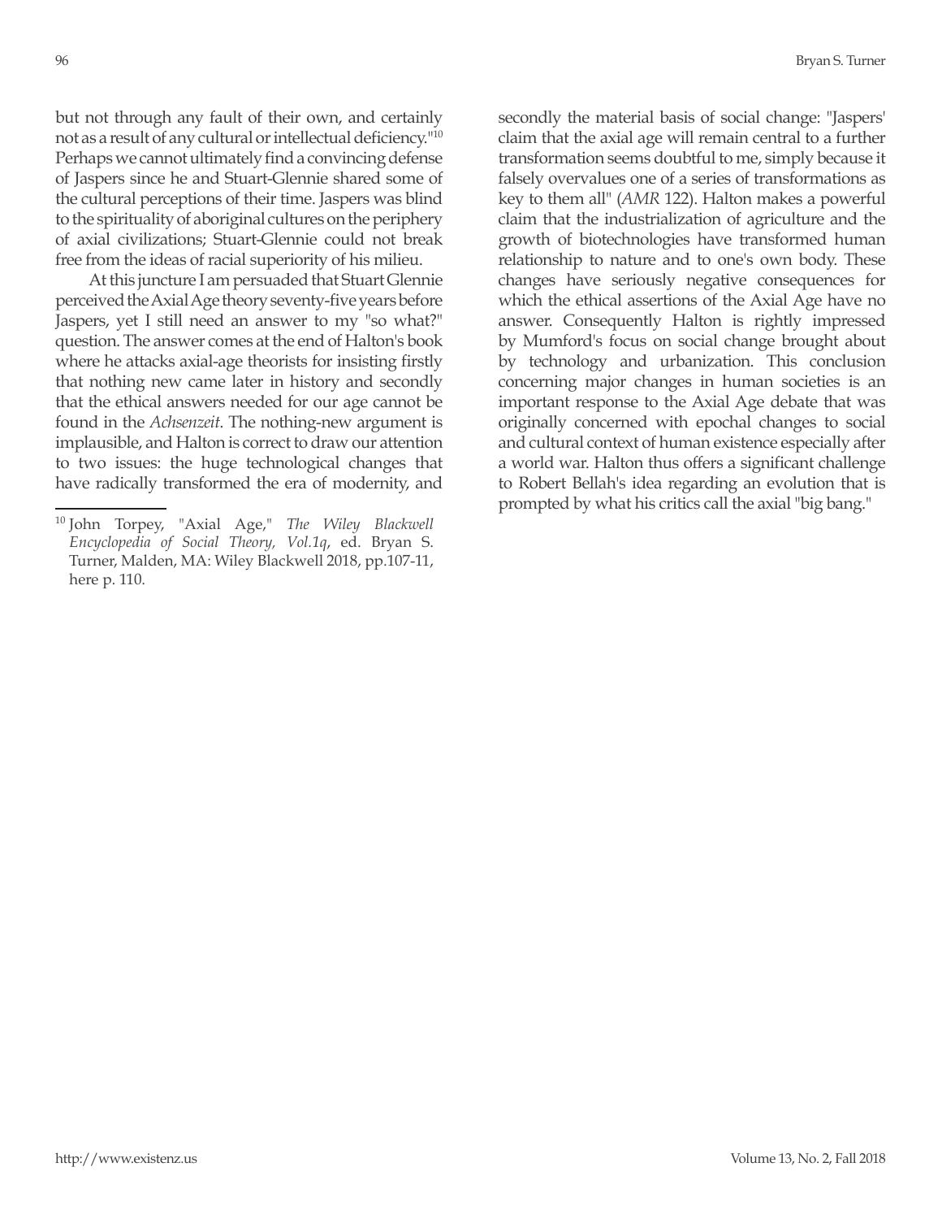but not through any fault of their own, and certainly not as a result of any cultural or intellectual deficiency."[10] Perhaps we cannot ultimately find a convincing defense of Jaspers since he and Stuart-Glennie shared some of the cultural perceptions of their time. Jaspers was blind to the spirituality of aboriginal cultures on the periphery of axial civilizations; Stuart-Glennie could not break free from the ideas of racial superiority of his milieu.

At this juncture I am persuaded that Stuart Glennie perceived the Axial Age theory seventy-five years before Jaspers, yet I still need an answer to my "so what?" question. The answer comes at the end of Halton's book where he attacks axial-age theorists for insisting firstly that nothing new came later in history and secondly that the ethical answers needed for our age cannot be found in the *Achsenzeit*. The nothing-new argument is implausible, and Halton is correct to draw our attention to two issues: the huge technological changes that have radically transformed the era of modernity, and secondly the material basis of social change: "Jaspers' claim that the axial age will remain central to a further transformation seems doubtful to me, simply because it falsely overvalues one of a series of transformations as key to them all" (*AMR* 122). Halton makes a powerful claim that the industrialization of agriculture and the growth of biotechnologies have transformed human relationship to nature and to one's own body. These changes have seriously negative consequences for which the ethical assertions of the Axial Age have no answer. Consequently Halton is rightly impressed by Mumford's focus on social change brought about by technology and urbanization. This conclusion concerning major changes in human societies is an important response to the Axial Age debate that was originally concerned with epochal changes to social and cultural context of human existence especially after a world war. Halton thus offers a significant challenge to Robert Bellah's idea regarding an evolution that is prompted by what his critics call the axial "big bang."

---

[10] John Torpey, "Axial Age," *The Wiley Blackwell Encyclopedia of Social Theory, Vol.1q*, ed. Bryan S. Turner, Malden, MA: Wiley Blackwell 2018, pp.107-11, here p. 110.